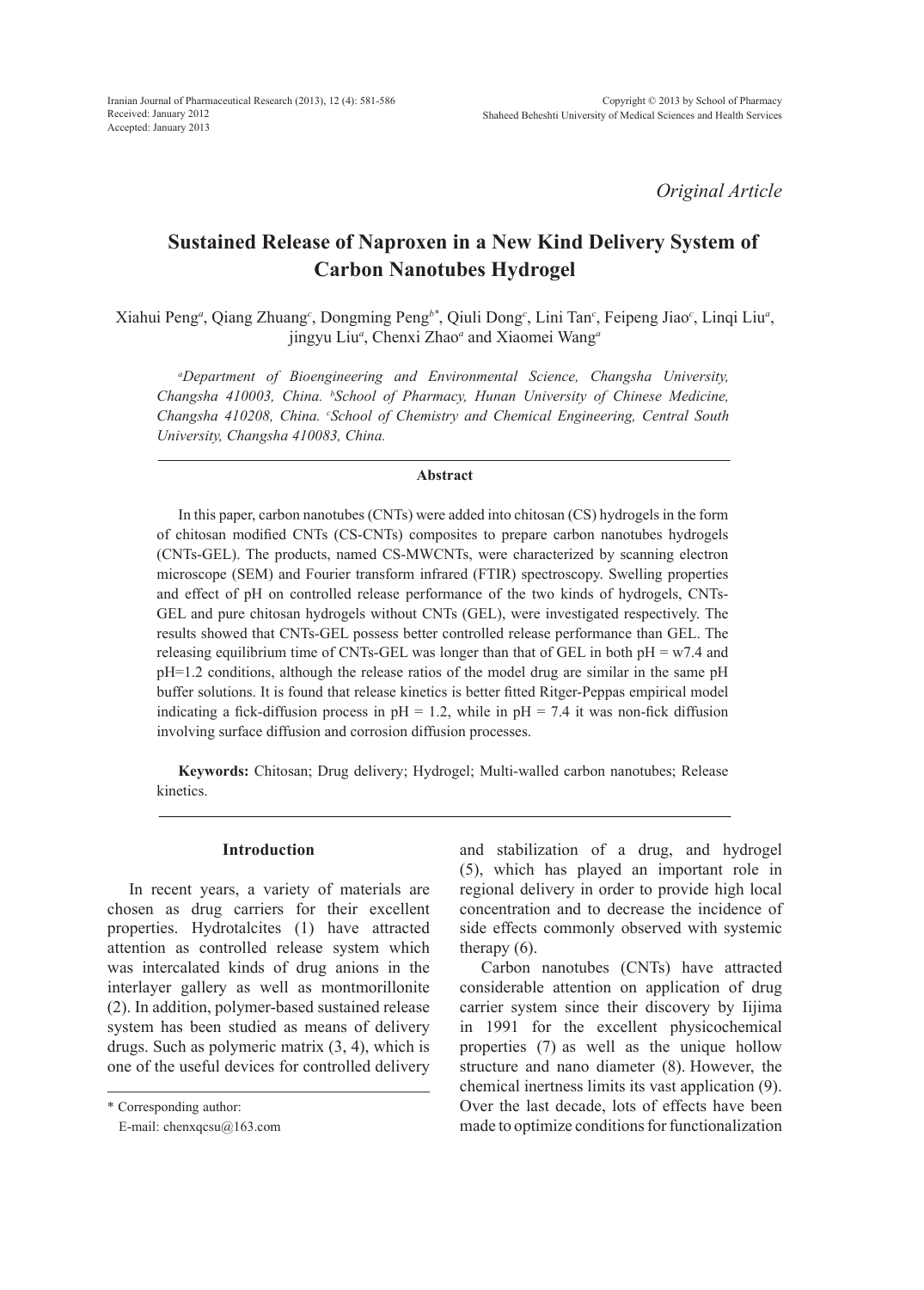*Original Article*

# Sustained Release of Naproxen in a New Kind Delivery System of Carbon Nanotubes Hydrogel

Xiahui Peng[a], Qiang Zhuang[c], Dongming Peng[b*], Qiuli Dong[c], Lini Tan[c], Feipeng Jiao[c], Linqi Liu[a], jingyu Liu[a], Chenxi Zhao[a] and Xiaomei Wang[a]

*[a]Department of Bioengineering and Environmental Science, Changsha University, Changsha 410003, China. [b]School of Pharmacy, Hunan University of Chinese Medicine, Changsha 410208, China. [c]School of Chemistry and Chemical Engineering, Central South University, Changsha 410083, China.*

## Abstract

In this paper, carbon nanotubes (CNTs) were added into chitosan (CS) hydrogels in the form of chitosan modified CNTs (CS-CNTs) composites to prepare carbon nanotubes hydrogels (CNTs-GEL). The products, named CS-MWCNTs, were characterized by scanning electron microscope (SEM) and Fourier transform infrared (FTIR) spectroscopy. Swelling properties and effect of pH on controlled release performance of the two kinds of hydrogels, CNTs-GEL and pure chitosan hydrogels without CNTs (GEL), were investigated respectively. The results showed that CNTs-GEL possess better controlled release performance than GEL. The releasing equilibrium time of CNTs-GEL was longer than that of GEL in both pH = w7.4 and pH=1.2 conditions, although the release ratios of the model drug are similar in the same pH buffer solutions. It is found that release kinetics is better fitted Ritger-Peppas empirical model indicating a fick-diffusion process in pH = 1.2, while in pH = 7.4 it was non-fick diffusion involving surface diffusion and corrosion diffusion processes.

**Keywords:** Chitosan; Drug delivery; Hydrogel; Multi-walled carbon nanotubes; Release kinetics.

## Introduction

In recent years, a variety of materials are chosen as drug carriers for their excellent properties. Hydrotalcites (1) have attracted attention as controlled release system which was intercalated kinds of drug anions in the interlayer gallery as well as montmorillonite (2). In addition, polymer-based sustained release system has been studied as means of delivery drugs. Such as polymeric matrix (3, 4), which is one of the useful devices for controlled delivery and stabilization of a drug, and hydrogel (5), which has played an important role in regional delivery in order to provide high local concentration and to decrease the incidence of side effects commonly observed with systemic therapy (6).

Carbon nanotubes (CNTs) have attracted considerable attention on application of drug carrier system since their discovery by Iijima in 1991 for the excellent physicochemical properties (7) as well as the unique hollow structure and nano diameter (8). However, the chemical inertness limits its vast application (9). Over the last decade, lots of effects have been made to optimize conditions for functionalization

\* Corresponding author:

E-mail: chenxqcsu@163.com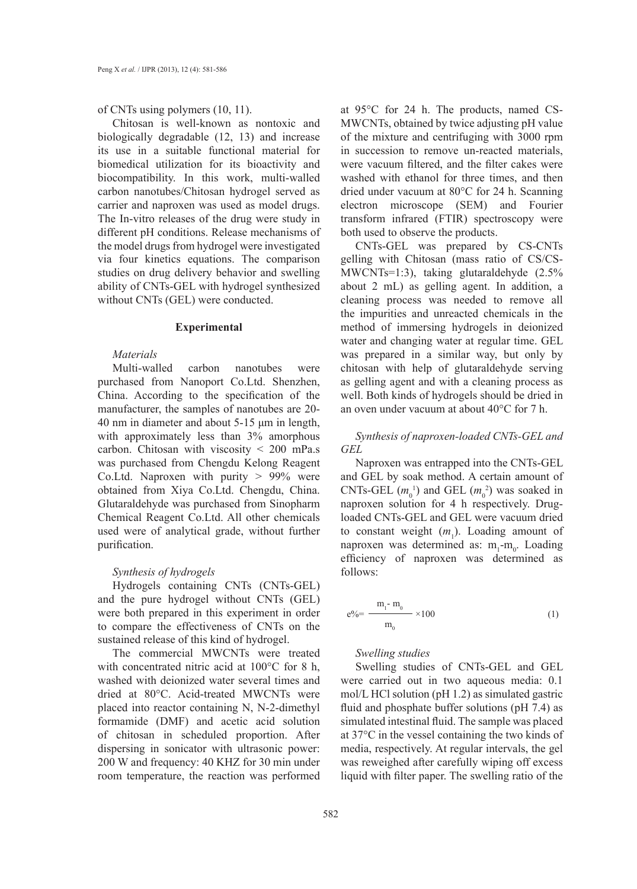of CNTs using polymers (10, 11).

Chitosan is well-known as nontoxic and biologically degradable (12, 13) and increase its use in a suitable functional material for biomedical utilization for its bioactivity and biocompatibility. In this work, multi-walled carbon nanotubes/Chitosan hydrogel served as carrier and naproxen was used as model drugs. The In-vitro releases of the drug were study in different pH conditions. Release mechanisms of the model drugs from hydrogel were investigated via four kinetics equations. The comparison studies on drug delivery behavior and swelling ability of CNTs-GEL with hydrogel synthesized without CNTs (GEL) were conducted.

## Experimental

### *Materials*

Multi-walled carbon nanotubes were purchased from Nanoport Co.Ltd. Shenzhen, China. According to the specification of the manufacturer, the samples of nanotubes are 20-40 nm in diameter and about 5-15 μm in length, with approximately less than 3% amorphous carbon. Chitosan with viscosity < 200 mPa.s was purchased from Chengdu Kelong Reagent Co.Ltd. Naproxen with purity > 99% were obtained from Xiya Co.Ltd. Chengdu, China. Glutaraldehyde was purchased from Sinopharm Chemical Reagent Co.Ltd. All other chemicals used were of analytical grade, without further purification.

### *Synthesis of hydrogels*

Hydrogels containing CNTs (CNTs-GEL) and the pure hydrogel without CNTs (GEL) were both prepared in this experiment in order to compare the effectiveness of CNTs on the sustained release of this kind of hydrogel.

The commercial MWCNTs were treated with concentrated nitric acid at 100°C for 8 h, washed with deionized water several times and dried at 80°C. Acid-treated MWCNTs were placed into reactor containing N, N-2-dimethyl formamide (DMF) and acetic acid solution of chitosan in scheduled proportion. After dispersing in sonicator with ultrasonic power: 200 W and frequency: 40 KHZ for 30 min under room temperature, the reaction was performed at 95°C for 24 h. The products, named CS-MWCNTs, obtained by twice adjusting pH value of the mixture and centrifuging with 3000 rpm in succession to remove un-reacted materials, were vacuum filtered, and the filter cakes were washed with ethanol for three times, and then dried under vacuum at 80°C for 24 h. Scanning electron microscope (SEM) and Fourier transform infrared (FTIR) spectroscopy were both used to observe the products.

CNTs-GEL was prepared by CS-CNTs gelling with Chitosan (mass ratio of CS/CS-MWCNTs=1:3), taking glutaraldehyde (2.5% about 2 mL) as gelling agent. In addition, a cleaning process was needed to remove all the impurities and unreacted chemicals in the method of immersing hydrogels in deionized water and changing water at regular time. GEL was prepared in a similar way, but only by chitosan with help of glutaraldehyde serving as gelling agent and with a cleaning process as well. Both kinds of hydrogels should be dried in an oven under vacuum at about 40°C for 7 h.

### *Synthesis of naproxen-loaded CNTs-GEL and GEL*

Naproxen was entrapped into the CNTs-GEL and GEL by soak method. A certain amount of CNTs-GEL ($m_0^1$) and GEL ($m_0^2$) was soaked in naproxen solution for 4 h respectively. Drug-loaded CNTs-GEL and GEL were vacuum dried to constant weight ($m_1$). Loading amount of naproxen was determined as: $m_1$-$m_0$. Loading efficiency of naproxen was determined as follows:

$$e\% = \frac{m_1 - m_0}{m_0} \times 100 \qquad (1)$$

### *Swelling studies*

Swelling studies of CNTs-GEL and GEL were carried out in two aqueous media: 0.1 mol/L HCl solution (pH 1.2) as simulated gastric fluid and phosphate buffer solutions (pH 7.4) as simulated intestinal fluid. The sample was placed at 37°C in the vessel containing the two kinds of media, respectively. At regular intervals, the gel was reweighed after carefully wiping off excess liquid with filter paper. The swelling ratio of the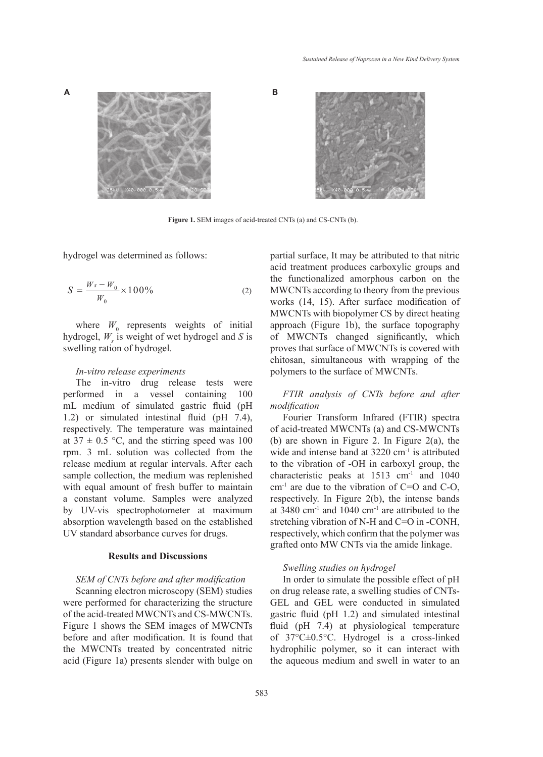Figure 1. SEM images of acid-treated CNTs (a) and CS-CNTs (b).

hydrogel was determined as follows:

$$S = \frac{W_s - W_0}{W_0} \times 100\% \quad (2)$$

where $W_0$ represents weights of initial hydrogel, $W_s$ is weight of wet hydrogel and $S$ is swelling ration of hydrogel.

*In-vitro release experiments*

The in-vitro drug release tests were performed in a vessel containing 100 mL medium of simulated gastric fluid (pH 1.2) or simulated intestinal fluid (pH 7.4), respectively. The temperature was maintained at 37 ± 0.5 °C, and the stirring speed was 100 rpm. 3 mL solution was collected from the release medium at regular intervals. After each sample collection, the medium was replenished with equal amount of fresh buffer to maintain a constant volume. Samples were analyzed by UV-vis spectrophotometer at maximum absorption wavelength based on the established UV standard absorbance curves for drugs.

## Results and Discussions

*SEM of CNTs before and after modification*

Scanning electron microscopy (SEM) studies were performed for characterizing the structure of the acid-treated MWCNTs and CS-MWCNTs. Figure 1 shows the SEM images of MWCNTs before and after modification. It is found that the MWCNTs treated by concentrated nitric acid (Figure 1a) presents slender with bulge on partial surface, It may be attributed to that nitric acid treatment produces carboxylic groups and the functionalized amorphous carbon on the MWCNTs according to theory from the previous works (14, 15). After surface modification of MWCNTs with biopolymer CS by direct heating approach (Figure 1b), the surface topography of MWCNTs changed significantly, which proves that surface of MWCNTs is covered with chitosan, simultaneous with wrapping of the polymers to the surface of MWCNTs.

*FTIR analysis of CNTs before and after modification*

Fourier Transform Infrared (FTIR) spectra of acid-treated MWCNTs (a) and CS-MWCNTs (b) are shown in Figure 2. In Figure 2(a), the wide and intense band at 3220 $cm^{-1}$ is attributed to the vibration of -OH in carboxyl group, the characteristic peaks at 1513 $cm^{-1}$ and 1040 $cm^{-1}$ are due to the vibration of C=O and C-O, respectively. In Figure 2(b), the intense bands at 3480 $cm^{-1}$ and 1040 $cm^{-1}$ are attributed to the stretching vibration of N-H and C=O in -CONH, respectively, which confirm that the polymer was grafted onto MW CNTs via the amide linkage.

*Swelling studies on hydrogel*

In order to simulate the possible effect of pH on drug release rate, a swelling studies of CNTs-GEL and GEL were conducted in simulated gastric fluid (pH 1.2) and simulated intestinal fluid (pH 7.4) at physiological temperature of 37°C±0.5°C. Hydrogel is a cross-linked hydrophilic polymer, so it can interact with the aqueous medium and swell in water to an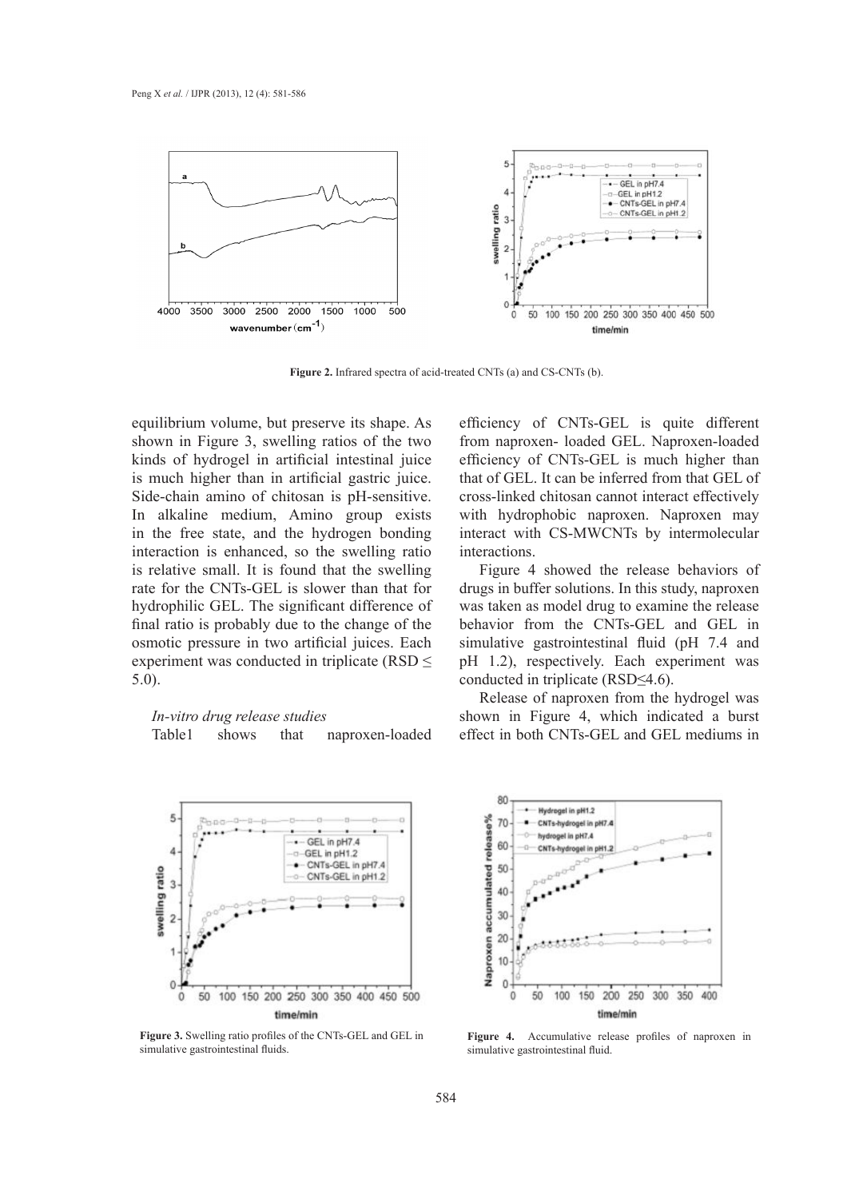Figure 2. Infrared spectra of acid-treated CNTs (a) and CS-CNTs (b).

equilibrium volume, but preserve its shape. As shown in Figure 3, swelling ratios of the two kinds of hydrogel in artificial intestinal juice is much higher than in artificial gastric juice. Side-chain amino of chitosan is pH-sensitive. In alkaline medium, Amino group exists in the free state, and the hydrogen bonding interaction is enhanced, so the swelling ratio is relative small. It is found that the swelling rate for the CNTs-GEL is slower than that for hydrophilic GEL. The significant difference of final ratio is probably due to the change of the osmotic pressure in two artificial juices. Each experiment was conducted in triplicate (RSD ≤ 5.0).

*In-vitro drug release studies*

Table1 shows that naproxen-loaded efficiency of CNTs-GEL is quite different from naproxen- loaded GEL. Naproxen-loaded efficiency of CNTs-GEL is much higher than that of GEL. It can be inferred from that GEL of cross-linked chitosan cannot interact effectively with hydrophobic naproxen. Naproxen may interact with CS-MWCNTs by intermolecular interactions.

Figure 4 showed the release behaviors of drugs in buffer solutions. In this study, naproxen was taken as model drug to examine the release behavior from the CNTs-GEL and GEL in simulative gastrointestinal fluid (pH 7.4 and pH 1.2), respectively. Each experiment was conducted in triplicate (RSD≤4.6).

Release of naproxen from the hydrogel was shown in Figure 4, which indicated a burst effect in both CNTs-GEL and GEL mediums in

Figure 3. Swelling ratio profiles of the CNTs-GEL and GEL in simulative gastrointestinal fluids.

Figure 4. Accumulative release profiles of naproxen in simulative gastrointestinal fluid.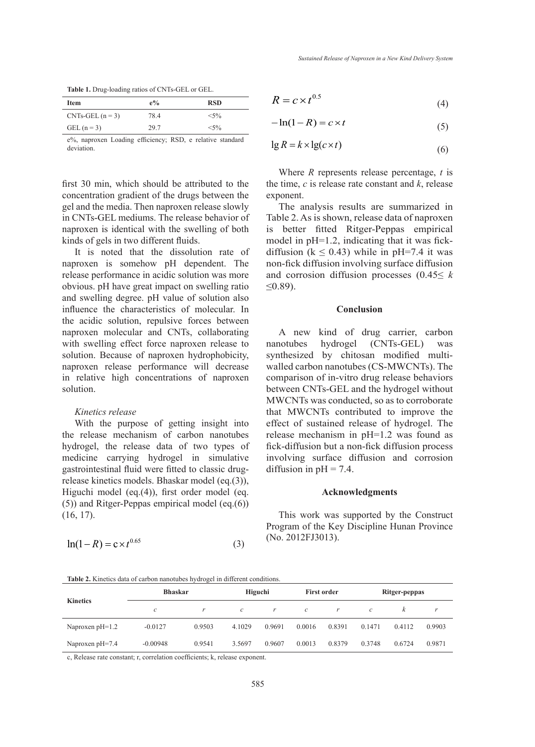**Table 1.** Drug-loading ratios of CNTs-GEL or GEL.

| Item | e% | RSD |
|---|---|---|
| CNTs-GEL (n = 3) | 78.4 | <5% |
| GEL (n = 3) | 29.7 | <5% |

e%, naproxen Loading efficiency; RSD, e relative standard deviation.

first 30 min, which should be attributed to the concentration gradient of the drugs between the gel and the media. Then naproxen release slowly in CNTs-GEL mediums. The release behavior of naproxen is identical with the swelling of both kinds of gels in two different fluids.

It is noted that the dissolution rate of naproxen is somehow pH dependent. The release performance in acidic solution was more obvious. pH have great impact on swelling ratio and swelling degree. pH value of solution also influence the characteristics of molecular. In the acidic solution, repulsive forces between naproxen molecular and CNTs, collaborating with swelling effect force naproxen release to solution. Because of naproxen hydrophobicity, naproxen release performance will decrease in relative high concentrations of naproxen solution.

### *Kinetics release*

With the purpose of getting insight into the release mechanism of carbon nanotubes hydrogel, the release data of two types of medicine carrying hydrogel in simulative gastrointestinal fluid were fitted to classic drug-release kinetics models. Bhaskar model (eq.(3)), Higuchi model (eq.(4)), first order model (eq.(5)) and Ritger-Peppas empirical model (eq.(6)) (16, 17).

$$\ln(1-R) = c \times t^{0.65} \tag{3}$$

$$R = c \times t^{0.5} \tag{4}$$

$$-\ln(1-R) = c \times t \tag{5}$$

$$\lg R = k \times \lg(c \times t) \tag{6}$$

Where *R* represents release percentage, *t* is the time, *c* is release rate constant and *k*, release exponent.

The analysis results are summarized in Table 2. As is shown, release data of naproxen is better fitted Ritger-Peppas empirical model in pH=1.2, indicating that it was fick-diffusion ($k \leq 0.43$) while in pH=7.4 it was non-fick diffusion involving surface diffusion and corrosion diffusion processes ($0.45 \leq k \leq 0.89$).

## Conclusion

A new kind of drug carrier, carbon nanotubes hydrogel (CNTs-GEL) was synthesized by chitosan modified multi-walled carbon nanotubes (CS-MWCNTs). The comparison of in-vitro drug release behaviors between CNTs-GEL and the hydrogel without MWCNTs was conducted, so as to corroborate that MWCNTs contributed to improve the effect of sustained release of hydrogel. The release mechanism in pH=1.2 was found as fick-diffusion but a non-fick diffusion process involving surface diffusion and corrosion diffusion in pH = 7.4.

## Acknowledgments

This work was supported by the Construct Program of the Key Discipline Hunan Province (No. 2012FJ3013).

**Table 2.** Kinetics data of carbon nanotubes hydrogel in different conditions.

| Kinetics | Bhaskar | | Higuchi | | First order | | Ritger-peppas | | |
|---|---|---|---|---|---|---|---|---|---|
| | *c* | *r* | *c* | *r* | *c* | *r* | *c* | *k* | *r* |
| Naproxen pH=1.2 | -0.0127 | 0.9503 | 4.1029 | 0.9691 | 0.0016 | 0.8391 | 0.1471 | 0.4112 | 0.9903 |
| Naproxen pH=7.4 | -0.00948 | 0.9541 | 3.5697 | 0.9607 | 0.0013 | 0.8379 | 0.3748 | 0.6724 | 0.9871 |

c, Release rate constant; r, correlation coefficients; k, release exponent.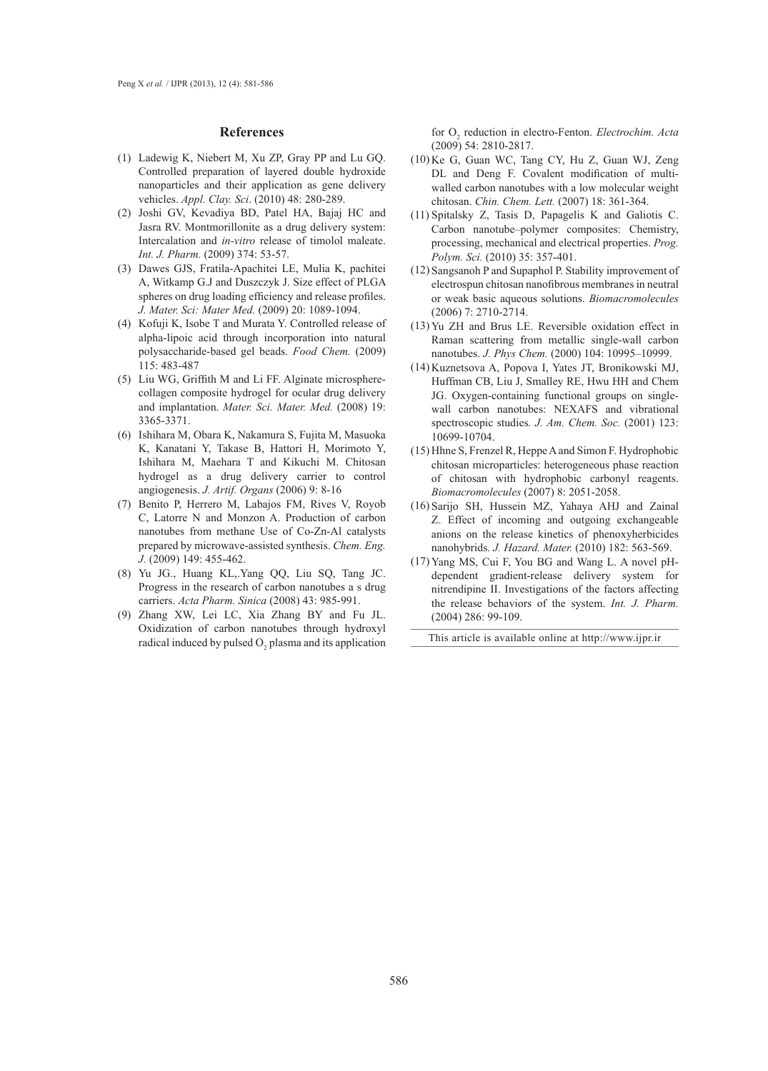## References

(1) Ladewig K, Niebert M, Xu ZP, Gray PP and Lu GQ. Controlled preparation of layered double hydroxide nanoparticles and their application as gene delivery vehicles. *Appl. Clay. Sci*. (2010) 48: 280-289.

(2) Joshi GV, Kevadiya BD, Patel HA, Bajaj HC and Jasra RV. Montmorillonite as a drug delivery system: Intercalation and *in-vitro* release of timolol maleate. *Int. J. Pharm.* (2009) 374: 53-57.

(3) Dawes GJS, Fratila-Apachitei LE, Mulia K, pachitei A, Witkamp G.J and Duszczyk J. Size effect of PLGA spheres on drug loading efficiency and release profiles. *J. Mater. Sci: Mater Med.* (2009) 20: 1089-1094.

(4) Kofuji K, Isobe T and Murata Y. Controlled release of alpha-lipoic acid through incorporation into natural polysaccharide-based gel beads. *Food Chem.* (2009) 115: 483-487

(5) Liu WG, Griffith M and Li FF. Alginate microsphere-collagen composite hydrogel for ocular drug delivery and implantation. *Mater. Sci. Mater. Med.* (2008) 19: 3365-3371.

(6) Ishihara M, Obara K, Nakamura S, Fujita M, Masuoka K, Kanatani Y, Takase B, Hattori H, Morimoto Y, Ishihara M, Maehara T and Kikuchi M. Chitosan hydrogel as a drug delivery carrier to control angiogenesis. *J. Artif. Organs* (2006) 9: 8-16

(7) Benito P, Herrero M, Labajos FM, Rives V, Royob C, Latorre N and Monzon A. Production of carbon nanotubes from methane Use of Co-Zn-Al catalysts prepared by microwave-assisted synthesis. *Chem. Eng. J.* (2009) 149: 455-462.

(8) Yu JG., Huang KL,.Yang QQ, Liu SQ, Tang JC. Progress in the research of carbon nanotubes a s drug carriers. *Acta Pharm. Sinica* (2008) 43: 985-991.

(9) Zhang XW, Lei LC, Xia Zhang BY and Fu JL. Oxidization of carbon nanotubes through hydroxyl radical induced by pulsed $O_2$ plasma and its application for $O_2$ reduction in electro-Fenton. *Electrochim. Acta* (2009) 54: 2810-2817.

(10) Ke G, Guan WC, Tang CY, Hu Z, Guan WJ, Zeng DL and Deng F. Covalent modification of multi-walled carbon nanotubes with a low molecular weight chitosan. *Chin. Chem. Lett.* (2007) 18: 361-364.

(11) Spitalsky Z, Tasis D, Papagelis K and Galiotis C. Carbon nanotube–polymer composites: Chemistry, processing, mechanical and electrical properties. *Prog. Polym. Sci.* (2010) 35: 357-401.

(12) Sangsanoh P and Supaphol P. Stability improvement of electrospun chitosan nanofibrous membranes in neutral or weak basic aqueous solutions. *Biomacromolecules* (2006) 7: 2710-2714.

(13) Yu ZH and Brus LE. Reversible oxidation effect in Raman scattering from metallic single-wall carbon nanotubes. *J. Phys Chem.* (2000) 104: 10995–10999.

(14) Kuznetsova A, Popova I, Yates JT, Bronikowski MJ, Huffman CB, Liu J, Smalley RE, Hwu HH and Chem JG. Oxygen-containing functional groups on single-wall carbon nanotubes: NEXAFS and vibrational spectroscopic studies*. J. Am. Chem. Soc.* (2001) 123: 10699-10704.

(15) Hhne S, Frenzel R, Heppe A and Simon F. Hydrophobic chitosan microparticles: heterogeneous phase reaction of chitosan with hydrophobic carbonyl reagents. *Biomacromolecules* (2007) 8: 2051-2058.

(16) Sarijo SH, Hussein MZ, Yahaya AHJ and Zainal Z. Effect of incoming and outgoing exchangeable anions on the release kinetics of phenoxyherbicides nanohybrids. *J. Hazard. Mater.* (2010) 182: 563-569.

(17) Yang MS, Cui F, You BG and Wang L. A novel pH-dependent gradient-release delivery system for nitrendipine II. Investigations of the factors affecting the release behaviors of the system. *Int. J. Pharm.* (2004) 286: 99-109.

This article is available online at http://www.ijpr.ir